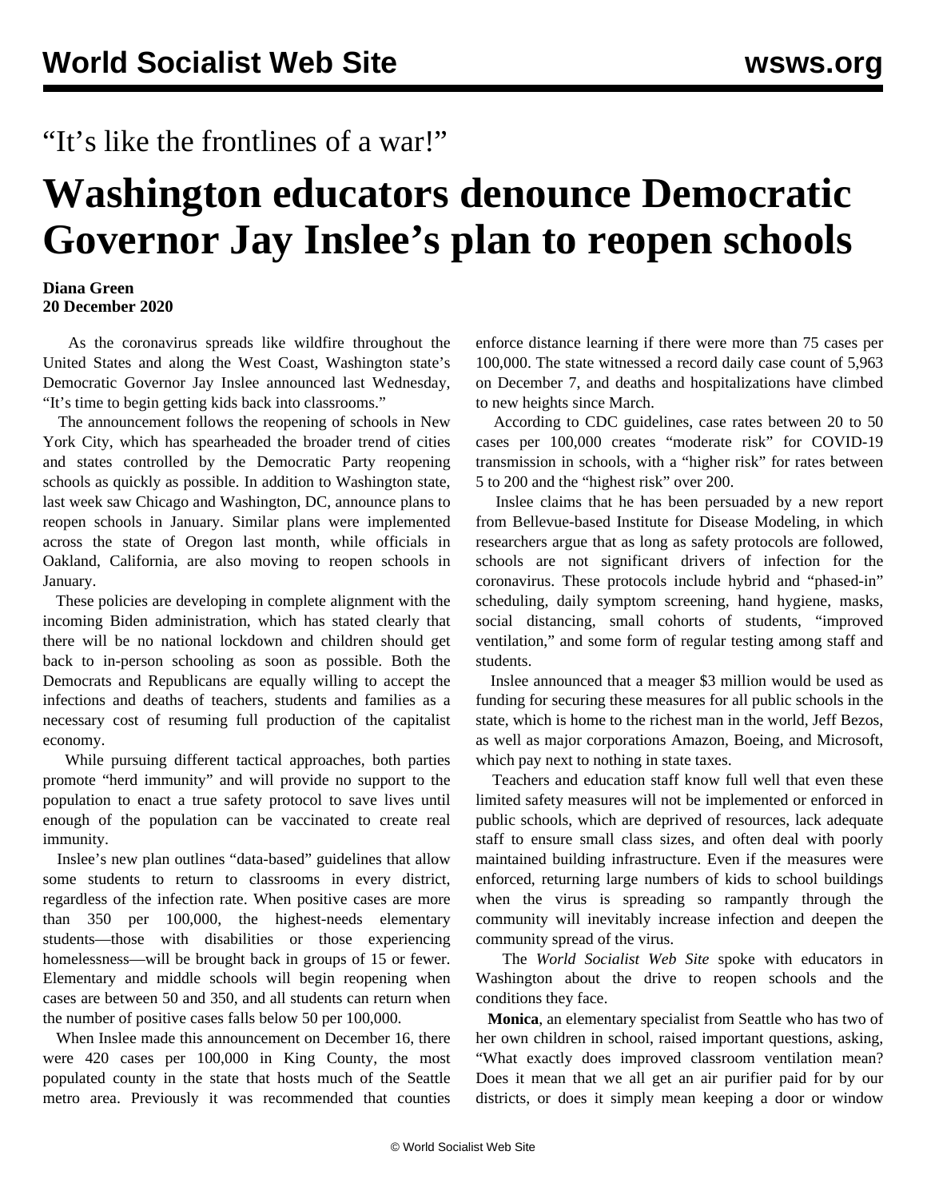“It’s like the frontlines of a war!”

# Washington educators denounce Democratic Governor Jay Inslee’s plan to reopen schools

**Diana Green**
**20 December 2020**

As the coronavirus spreads like wildfire throughout the United States and along the West Coast, Washington state’s Democratic Governor Jay Inslee announced last Wednesday, “It’s time to begin getting kids back into classrooms.”

The announcement follows the reopening of schools in New York City, which has spearheaded the broader trend of cities and states controlled by the Democratic Party reopening schools as quickly as possible. In addition to Washington state, last week saw Chicago and Washington, DC, announce plans to reopen schools in January. Similar plans were implemented across the state of Oregon last month, while officials in Oakland, California, are also moving to reopen schools in January.

These policies are developing in complete alignment with the incoming Biden administration, which has stated clearly that there will be no national lockdown and children should get back to in-person schooling as soon as possible. Both the Democrats and Republicans are equally willing to accept the infections and deaths of teachers, students and families as a necessary cost of resuming full production of the capitalist economy.

While pursuing different tactical approaches, both parties promote “herd immunity” and will provide no support to the population to enact a true safety protocol to save lives until enough of the population can be vaccinated to create real immunity.

Inslee’s new plan outlines “data-based” guidelines that allow some students to return to classrooms in every district, regardless of the infection rate. When positive cases are more than 350 per 100,000, the highest-needs elementary students—those with disabilities or those experiencing homelessness—will be brought back in groups of 15 or fewer. Elementary and middle schools will begin reopening when cases are between 50 and 350, and all students can return when the number of positive cases falls below 50 per 100,000.

When Inslee made this announcement on December 16, there were 420 cases per 100,000 in King County, the most populated county in the state that hosts much of the Seattle metro area. Previously it was recommended that counties enforce distance learning if there were more than 75 cases per 100,000. The state witnessed a record daily case count of 5,963 on December 7, and deaths and hospitalizations have climbed to new heights since March.

According to CDC guidelines, case rates between 20 to 50 cases per 100,000 creates “moderate risk” for COVID-19 transmission in schools, with a “higher risk” for rates between 5 to 200 and the “highest risk” over 200.

Inslee claims that he has been persuaded by a new report from Bellevue-based Institute for Disease Modeling, in which researchers argue that as long as safety protocols are followed, schools are not significant drivers of infection for the coronavirus. These protocols include hybrid and “phased-in” scheduling, daily symptom screening, hand hygiene, masks, social distancing, small cohorts of students, “improved ventilation,” and some form of regular testing among staff and students.

Inslee announced that a meager $3 million would be used as funding for securing these measures for all public schools in the state, which is home to the richest man in the world, Jeff Bezos, as well as major corporations Amazon, Boeing, and Microsoft, which pay next to nothing in state taxes.

Teachers and education staff know full well that even these limited safety measures will not be implemented or enforced in public schools, which are deprived of resources, lack adequate staff to ensure small class sizes, and often deal with poorly maintained building infrastructure. Even if the measures were enforced, returning large numbers of kids to school buildings when the virus is spreading so rampantly through the community will inevitably increase infection and deepen the community spread of the virus.

The *World Socialist Web Site* spoke with educators in Washington about the drive to reopen schools and the conditions they face.

**Monica**, an elementary specialist from Seattle who has two of her own children in school, raised important questions, asking, “What exactly does improved classroom ventilation mean? Does it mean that we all get an air purifier paid for by our districts, or does it simply mean keeping a door or window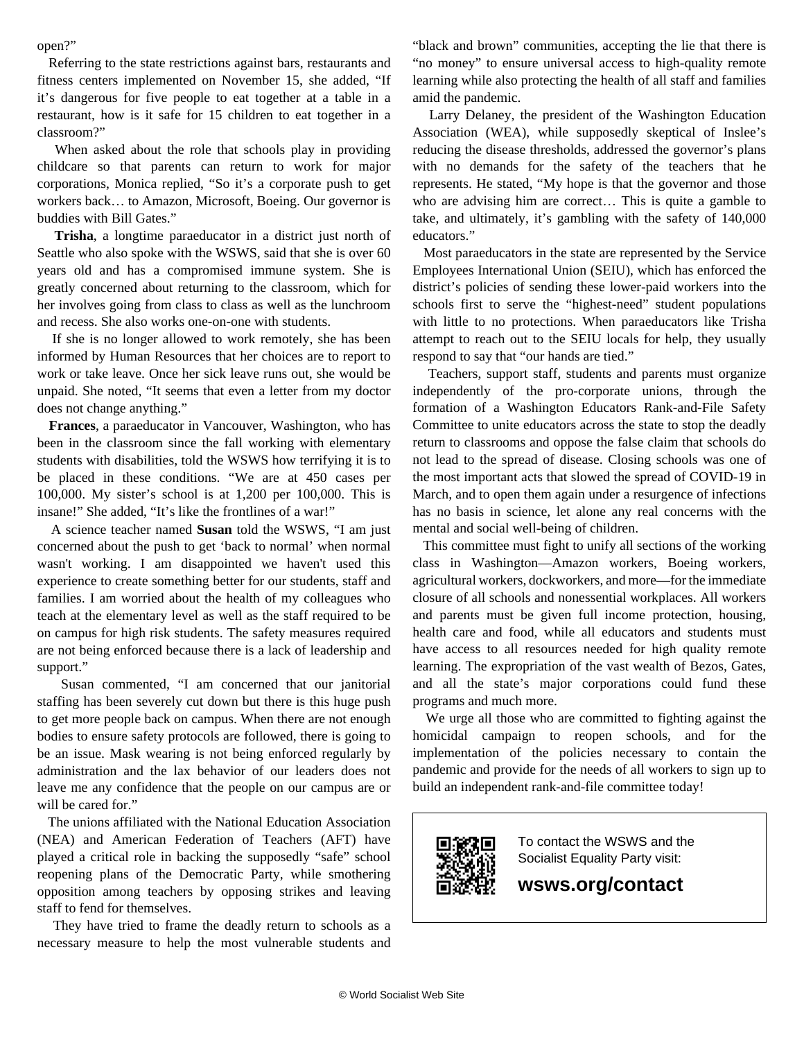open?"

Referring to the state restrictions against bars, restaurants and fitness centers implemented on November 15, she added, "If it's dangerous for five people to eat together at a table in a restaurant, how is it safe for 15 children to eat together in a classroom?"

When asked about the role that schools play in providing childcare so that parents can return to work for major corporations, Monica replied, "So it's a corporate push to get workers back… to Amazon, Microsoft, Boeing. Our governor is buddies with Bill Gates."

**Trisha**, a longtime paraeducator in a district just north of Seattle who also spoke with the WSWS, said that she is over 60 years old and has a compromised immune system. She is greatly concerned about returning to the classroom, which for her involves going from class to class as well as the lunchroom and recess. She also works one-on-one with students.

If she is no longer allowed to work remotely, she has been informed by Human Resources that her choices are to report to work or take leave. Once her sick leave runs out, she would be unpaid. She noted, "It seems that even a letter from my doctor does not change anything."

**Frances**, a paraeducator in Vancouver, Washington, who has been in the classroom since the fall working with elementary students with disabilities, told the WSWS how terrifying it is to be placed in these conditions. "We are at 450 cases per 100,000. My sister's school is at 1,200 per 100,000. This is insane!" She added, "It's like the frontlines of a war!"

A science teacher named **Susan** told the WSWS, "I am just concerned about the push to get 'back to normal' when normal wasn't working. I am disappointed we haven't used this experience to create something better for our students, staff and families. I am worried about the health of my colleagues who teach at the elementary level as well as the staff required to be on campus for high risk students. The safety measures required are not being enforced because there is a lack of leadership and support."

Susan commented, "I am concerned that our janitorial staffing has been severely cut down but there is this huge push to get more people back on campus. When there are not enough bodies to ensure safety protocols are followed, there is going to be an issue. Mask wearing is not being enforced regularly by administration and the lax behavior of our leaders does not leave me any confidence that the people on our campus are or will be cared for."

The unions affiliated with the National Education Association (NEA) and American Federation of Teachers (AFT) have played a critical role in backing the supposedly "safe" school reopening plans of the Democratic Party, while smothering opposition among teachers by opposing strikes and leaving staff to fend for themselves.

They have tried to frame the deadly return to schools as a necessary measure to help the most vulnerable students and "black and brown" communities, accepting the lie that there is "no money" to ensure universal access to high-quality remote learning while also protecting the health of all staff and families amid the pandemic.

Larry Delaney, the president of the Washington Education Association (WEA), while supposedly skeptical of Inslee's reducing the disease thresholds, addressed the governor's plans with no demands for the safety of the teachers that he represents. He stated, "My hope is that the governor and those who are advising him are correct… This is quite a gamble to take, and ultimately, it's gambling with the safety of 140,000 educators."

Most paraeducators in the state are represented by the Service Employees International Union (SEIU), which has enforced the district's policies of sending these lower-paid workers into the schools first to serve the "highest-need" student populations with little to no protections. When paraeducators like Trisha attempt to reach out to the SEIU locals for help, they usually respond to say that "our hands are tied."

Teachers, support staff, students and parents must organize independently of the pro-corporate unions, through the formation of a Washington Educators Rank-and-File Safety Committee to unite educators across the state to stop the deadly return to classrooms and oppose the false claim that schools do not lead to the spread of disease. Closing schools was one of the most important acts that slowed the spread of COVID-19 in March, and to open them again under a resurgence of infections has no basis in science, let alone any real concerns with the mental and social well-being of children.

This committee must fight to unify all sections of the working class in Washington—Amazon workers, Boeing workers, agricultural workers, dockworkers, and more—for the immediate closure of all schools and nonessential workplaces. All workers and parents must be given full income protection, housing, health care and food, while all educators and students must have access to all resources needed for high quality remote learning. The expropriation of the vast wealth of Bezos, Gates, and all the state's major corporations could fund these programs and much more.

We urge all those who are committed to fighting against the homicidal campaign to reopen schools, and for the implementation of the policies necessary to contain the pandemic and provide for the needs of all workers to sign up to build an independent rank-and-file committee today!

To contact the WSWS and the Socialist Equality Party visit:

**wsws.org/contact**